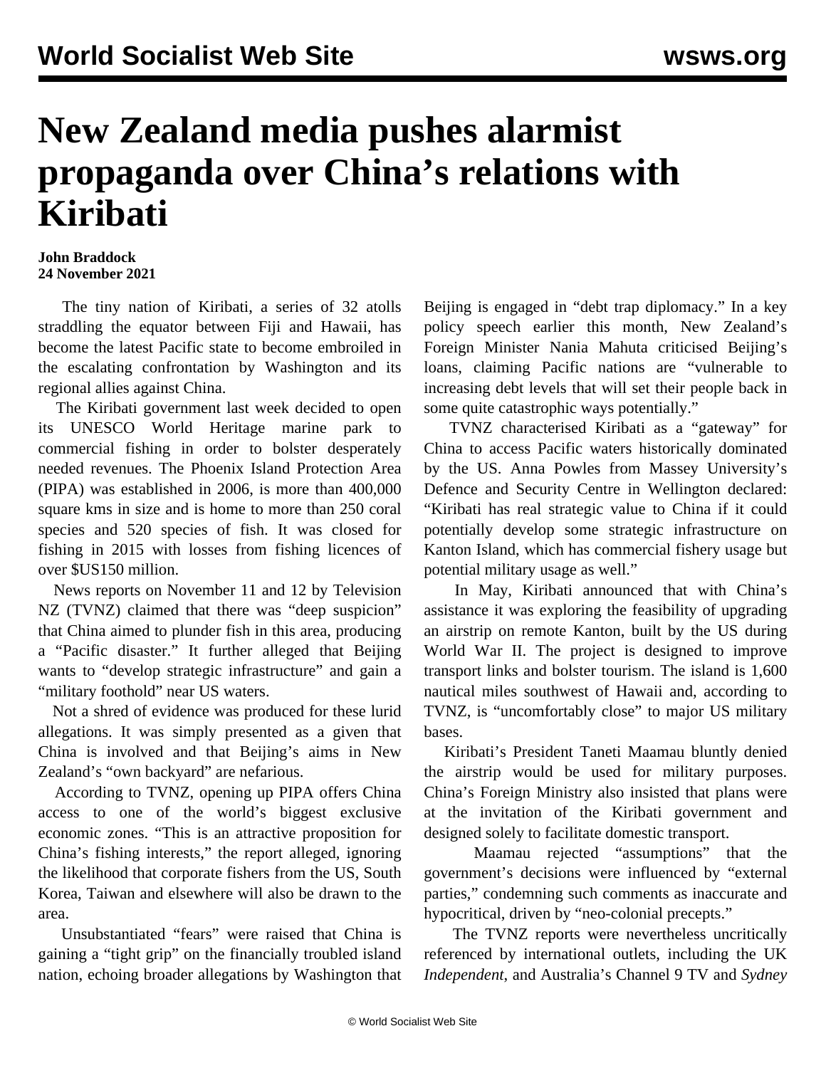# New Zealand media pushes alarmist propaganda over China's relations with Kiribati

**John Braddock**
**24 November 2021**

The tiny nation of Kiribati, a series of 32 atolls straddling the equator between Fiji and Hawaii, has become the latest Pacific state to become embroiled in the escalating confrontation by Washington and its regional allies against China.

The Kiribati government last week decided to open its UNESCO World Heritage marine park to commercial fishing in order to bolster desperately needed revenues. The Phoenix Island Protection Area (PIPA) was established in 2006, is more than 400,000 square kms in size and is home to more than 250 coral species and 520 species of fish. It was closed for fishing in 2015 with losses from fishing licences of over $US150 million.

News reports on November 11 and 12 by Television NZ (TVNZ) claimed that there was "deep suspicion" that China aimed to plunder fish in this area, producing a "Pacific disaster." It further alleged that Beijing wants to "develop strategic infrastructure" and gain a "military foothold" near US waters.

Not a shred of evidence was produced for these lurid allegations. It was simply presented as a given that China is involved and that Beijing's aims in New Zealand's "own backyard" are nefarious.

According to TVNZ, opening up PIPA offers China access to one of the world's biggest exclusive economic zones. "This is an attractive proposition for China's fishing interests," the report alleged, ignoring the likelihood that corporate fishers from the US, South Korea, Taiwan and elsewhere will also be drawn to the area.

Unsubstantiated "fears" were raised that China is gaining a "tight grip" on the financially troubled island nation, echoing broader allegations by Washington that Beijing is engaged in "debt trap diplomacy." In a key policy speech earlier this month, New Zealand's Foreign Minister Nania Mahuta criticised Beijing's loans, claiming Pacific nations are "vulnerable to increasing debt levels that will set their people back in some quite catastrophic ways potentially."

TVNZ characterised Kiribati as a "gateway" for China to access Pacific waters historically dominated by the US. Anna Powles from Massey University's Defence and Security Centre in Wellington declared: "Kiribati has real strategic value to China if it could potentially develop some strategic infrastructure on Kanton Island, which has commercial fishery usage but potential military usage as well."

In May, Kiribati announced that with China's assistance it was exploring the feasibility of upgrading an airstrip on remote Kanton, built by the US during World War II. The project is designed to improve transport links and bolster tourism. The island is 1,600 nautical miles southwest of Hawaii and, according to TVNZ, is "uncomfortably close" to major US military bases.

Kiribati's President Taneti Maamau bluntly denied the airstrip would be used for military purposes. China's Foreign Ministry also insisted that plans were at the invitation of the Kiribati government and designed solely to facilitate domestic transport.

Maamau rejected "assumptions" that the government's decisions were influenced by "external parties," condemning such comments as inaccurate and hypocritical, driven by "neo-colonial precepts."

The TVNZ reports were nevertheless uncritically referenced by international outlets, including the UK *Independent*, and Australia's Channel 9 TV and *Sydney*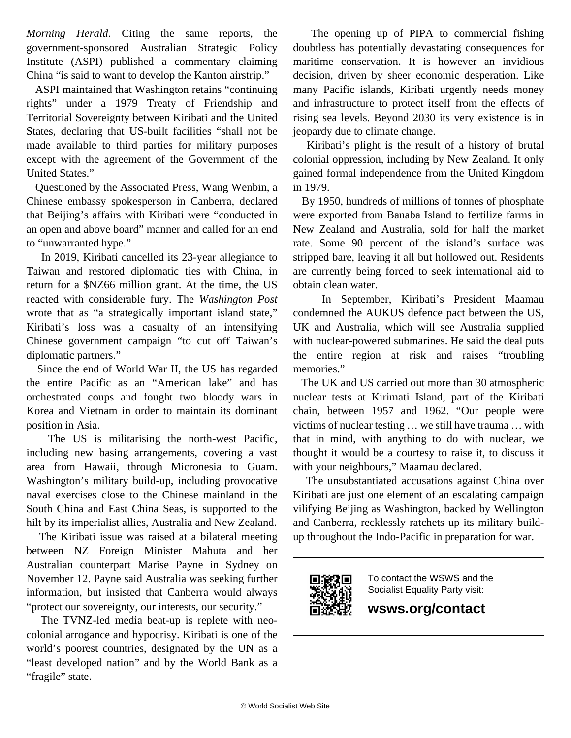*Morning Herald*. Citing the same reports, the government-sponsored Australian Strategic Policy Institute (ASPI) published a commentary claiming China "is said to want to develop the Kanton airstrip."

ASPI maintained that Washington retains "continuing rights" under a 1979 Treaty of Friendship and Territorial Sovereignty between Kiribati and the United States, declaring that US-built facilities "shall not be made available to third parties for military purposes except with the agreement of the Government of the United States."

Questioned by the Associated Press, Wang Wenbin, a Chinese embassy spokesperson in Canberra, declared that Beijing's affairs with Kiribati were "conducted in an open and above board" manner and called for an end to "unwarranted hype."

In 2019, Kiribati cancelled its 23-year allegiance to Taiwan and restored diplomatic ties with China, in return for a $NZ66 million grant. At the time, the US reacted with considerable fury. The *Washington Post* wrote that as "a strategically important island state," Kiribati's loss was a casualty of an intensifying Chinese government campaign "to cut off Taiwan's diplomatic partners."

Since the end of World War II, the US has regarded the entire Pacific as an "American lake" and has orchestrated coups and fought two bloody wars in Korea and Vietnam in order to maintain its dominant position in Asia.

The US is militarising the north-west Pacific, including new basing arrangements, covering a vast area from Hawaii, through Micronesia to Guam. Washington's military build-up, including provocative naval exercises close to the Chinese mainland in the South China and East China Seas, is supported to the hilt by its imperialist allies, Australia and New Zealand.

The Kiribati issue was raised at a bilateral meeting between NZ Foreign Minister Mahuta and her Australian counterpart Marise Payne in Sydney on November 12. Payne said Australia was seeking further information, but insisted that Canberra would always "protect our sovereignty, our interests, our security."

The TVNZ-led media beat-up is replete with neo-colonial arrogance and hypocrisy. Kiribati is one of the world's poorest countries, designated by the UN as a "least developed nation" and by the World Bank as a "fragile" state.

The opening up of PIPA to commercial fishing doubtless has potentially devastating consequences for maritime conservation. It is however an invidious decision, driven by sheer economic desperation. Like many Pacific islands, Kiribati urgently needs money and infrastructure to protect itself from the effects of rising sea levels. Beyond 2030 its very existence is in jeopardy due to climate change.

Kiribati's plight is the result of a history of brutal colonial oppression, including by New Zealand. It only gained formal independence from the United Kingdom in 1979.

By 1950, hundreds of millions of tonnes of phosphate were exported from Banaba Island to fertilize farms in New Zealand and Australia, sold for half the market rate. Some 90 percent of the island's surface was stripped bare, leaving it all but hollowed out. Residents are currently being forced to seek international aid to obtain clean water.

In September, Kiribati's President Maamau condemned the AUKUS defence pact between the US, UK and Australia, which will see Australia supplied with nuclear-powered submarines. He said the deal puts the entire region at risk and raises "troubling memories."

The UK and US carried out more than 30 atmospheric nuclear tests at Kirimati Island, part of the Kiribati chain, between 1957 and 1962. "Our people were victims of nuclear testing … we still have trauma … with that in mind, with anything to do with nuclear, we thought it would be a courtesy to raise it, to discuss it with your neighbours," Maamau declared.

The unsubstantiated accusations against China over Kiribati are just one element of an escalating campaign vilifying Beijing as Washington, backed by Wellington and Canberra, recklessly ratchets up its military build-up throughout the Indo-Pacific in preparation for war.

To contact the WSWS and the Socialist Equality Party visit:

**wsws.org/contact**